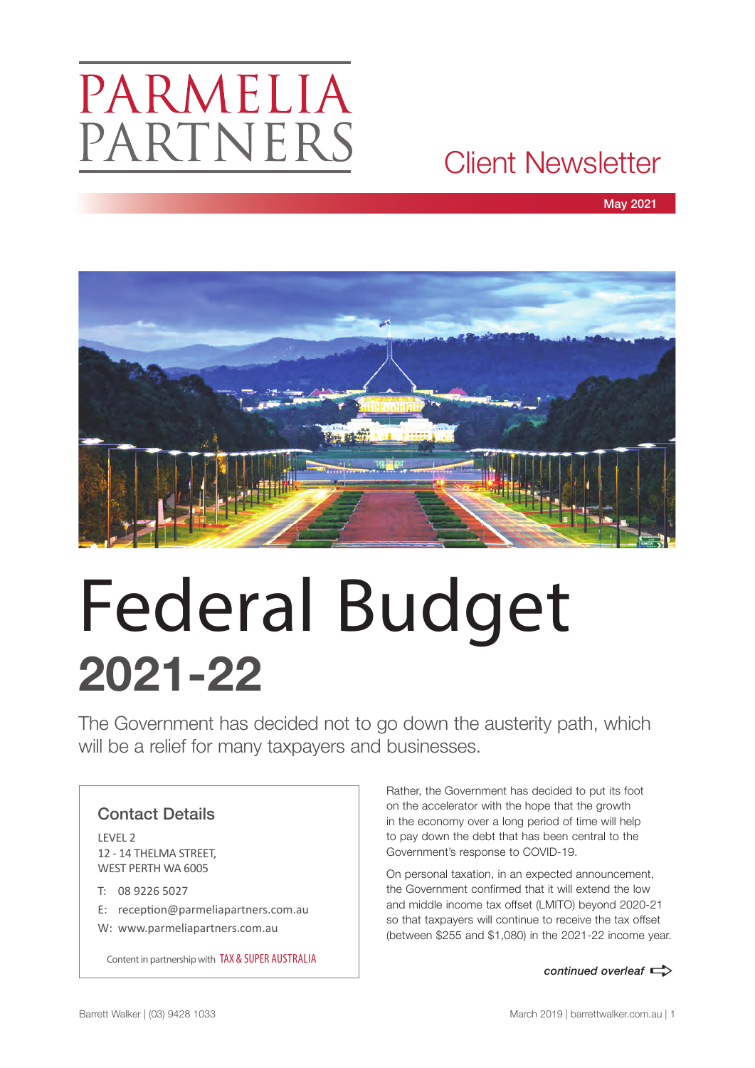# PARMELIA PARTNERS

## Client Newsletter

May 2021

# Federal Budget 2021-22

The Government has decided not to go down the austerity path, which will be a relief for many taxpayers and businesses.

### Contact Details

LEVEL 2
12 - 14 THELMA STREET,
WEST PERTH WA 6005

T: 08 9226 5027
E: reception@parmeliapartners.com.au
W: www.parmeliapartners.com.au

Content in partnership with TAX & SUPER AUSTRALIA

Rather, the Government has decided to put its foot on the accelerator with the hope that the growth in the economy over a long period of time will help to pay down the debt that has been central to the Government's response to COVID-19.

On personal taxation, in an expected announcement, the Government confirmed that it will extend the low and middle income tax offset (LMITO) beyond 2020-21 so that taxpayers will continue to receive the tax offset (between $255 and $1,080) in the 2021-22 income year.

*continued overleaf*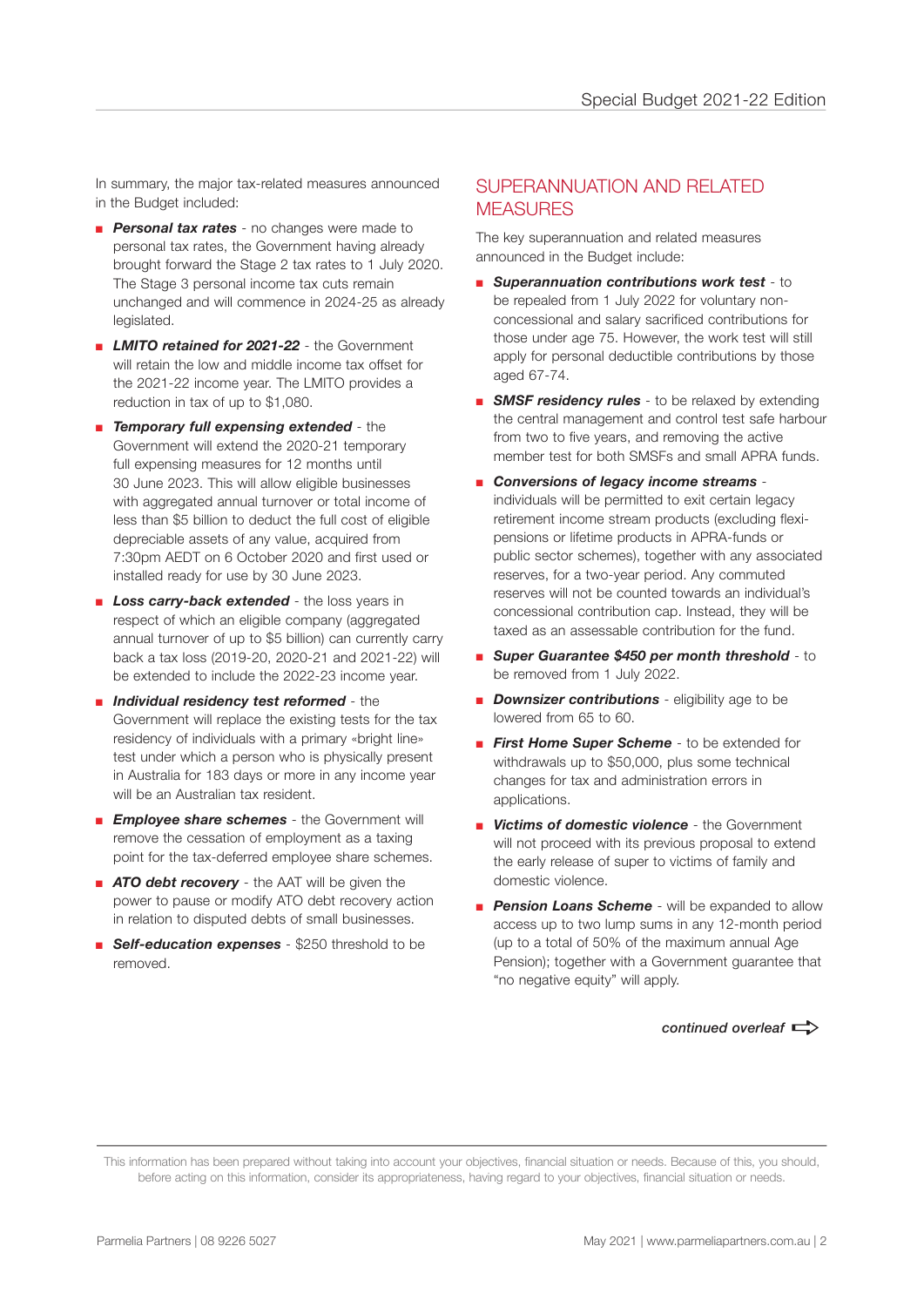In summary, the major tax-related measures announced in the Budget included:

- ***Personal tax rates*** - no changes were made to personal tax rates, the Government having already brought forward the Stage 2 tax rates to 1 July 2020. The Stage 3 personal income tax cuts remain unchanged and will commence in 2024-25 as already legislated.
- ***LMITO retained for 2021-22*** - the Government will retain the low and middle income tax offset for the 2021-22 income year. The LMITO provides a reduction in tax of up to $1,080.
- ***Temporary full expensing extended*** - the Government will extend the 2020-21 temporary full expensing measures for 12 months until 30 June 2023. This will allow eligible businesses with aggregated annual turnover or total income of less than $5 billion to deduct the full cost of eligible depreciable assets of any value, acquired from 7:30pm AEDT on 6 October 2020 and first used or installed ready for use by 30 June 2023.
- ***Loss carry-back extended*** - the loss years in respect of which an eligible company (aggregated annual turnover of up to $5 billion) can currently carry back a tax loss (2019-20, 2020-21 and 2021-22) will be extended to include the 2022-23 income year.
- ***Individual residency test reformed*** - the Government will replace the existing tests for the tax residency of individuals with a primary «bright line» test under which a person who is physically present in Australia for 183 days or more in any income year will be an Australian tax resident.
- ***Employee share schemes*** - the Government will remove the cessation of employment as a taxing point for the tax-deferred employee share schemes.
- ***ATO debt recovery*** - the AAT will be given the power to pause or modify ATO debt recovery action in relation to disputed debts of small businesses.
- ***Self-education expenses*** - $250 threshold to be removed.

## SUPERANNUATION AND RELATED MEASURES

The key superannuation and related measures announced in the Budget include:

- ***Superannuation contributions work test*** - to be repealed from 1 July 2022 for voluntary non-concessional and salary sacrificed contributions for those under age 75. However, the work test will still apply for personal deductible contributions by those aged 67-74.
- ***SMSF residency rules*** - to be relaxed by extending the central management and control test safe harbour from two to five years, and removing the active member test for both SMSFs and small APRA funds.
- ***Conversions of legacy income streams*** - individuals will be permitted to exit certain legacy retirement income stream products (excluding flexi-pensions or lifetime products in APRA-funds or public sector schemes), together with any associated reserves, for a two-year period. Any commuted reserves will not be counted towards an individual's concessional contribution cap. Instead, they will be taxed as an assessable contribution for the fund.
- ***Super Guarantee $450 per month threshold*** - to be removed from 1 July 2022.
- ***Downsizer contributions*** - eligibility age to be lowered from 65 to 60.
- ***First Home Super Scheme*** - to be extended for withdrawals up to $50,000, plus some technical changes for tax and administration errors in applications.
- ***Victims of domestic violence*** - the Government will not proceed with its previous proposal to extend the early release of super to victims of family and domestic violence.
- ***Pension Loans Scheme*** - will be expanded to allow access up to two lump sums in any 12-month period (up to a total of 50% of the maximum annual Age Pension); together with a Government guarantee that "no negative equity" will apply.

*continued overleaf*

This information has been prepared without taking into account your objectives, financial situation or needs. Because of this, you should, before acting on this information, consider its appropriateness, having regard to your objectives, financial situation or needs.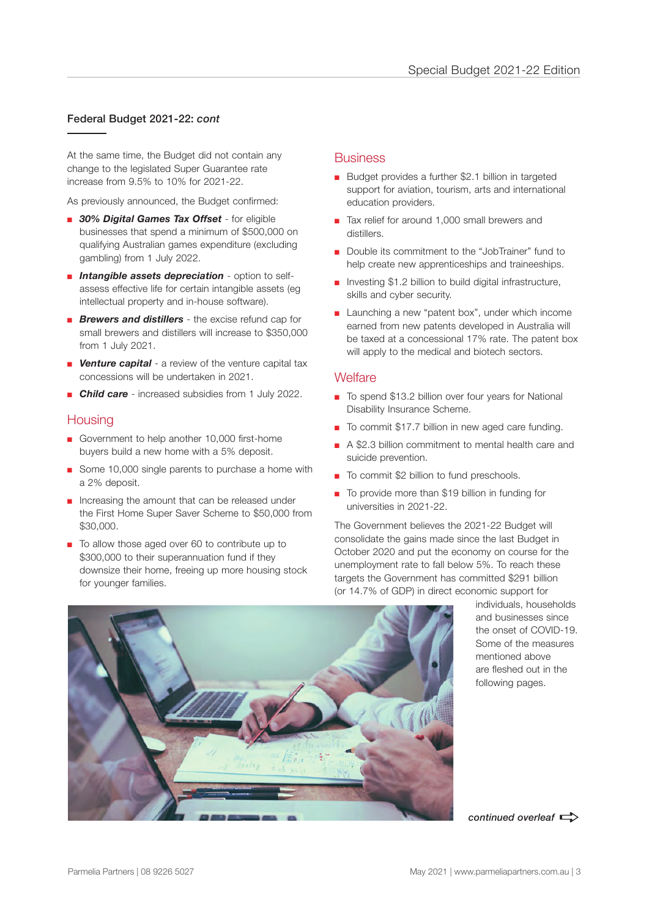## Federal Budget 2021-22: *cont*

At the same time, the Budget did not contain any change to the legislated Super Guarantee rate increase from 9.5% to 10% for 2021-22.

As previously announced, the Budget confirmed:

- ***30% Digital Games Tax Offset*** - for eligible businesses that spend a minimum of $500,000 on qualifying Australian games expenditure (excluding gambling) from 1 July 2022.
- ***Intangible assets depreciation*** - option to self-assess effective life for certain intangible assets (eg intellectual property and in-house software).
- ***Brewers and distillers*** - the excise refund cap for small brewers and distillers will increase to $350,000 from 1 July 2021.
- ***Venture capital*** - a review of the venture capital tax concessions will be undertaken in 2021.
- ***Child care*** - increased subsidies from 1 July 2022.

### Housing

- Government to help another 10,000 first-home buyers build a new home with a 5% deposit.
- Some 10,000 single parents to purchase a home with a 2% deposit.
- Increasing the amount that can be released under the First Home Super Saver Scheme to $50,000 from $30,000.
- To allow those aged over 60 to contribute up to $300,000 to their superannuation fund if they downsize their home, freeing up more housing stock for younger families.

### Business

- Budget provides a further $2.1 billion in targeted support for aviation, tourism, arts and international education providers.
- Tax relief for around 1,000 small brewers and distillers.
- Double its commitment to the "JobTrainer" fund to help create new apprenticeships and traineeships.
- Investing $1.2 billion to build digital infrastructure, skills and cyber security.
- Launching a new "patent box", under which income earned from new patents developed in Australia will be taxed at a concessional 17% rate. The patent box will apply to the medical and biotech sectors.

### Welfare

- To spend $13.2 billion over four years for National Disability Insurance Scheme.
- To commit $17.7 billion in new aged care funding.
- A $2.3 billion commitment to mental health care and suicide prevention.
- To commit $2 billion to fund preschools.
- To provide more than $19 billion in funding for universities in 2021-22.

The Government believes the 2021-22 Budget will consolidate the gains made since the last Budget in October 2020 and put the economy on course for the unemployment rate to fall below 5%. To reach these targets the Government has committed $291 billion (or 14.7% of GDP) in direct economic support for individuals, households and businesses since the onset of COVID-19. Some of the measures mentioned above are fleshed out in the following pages.

*continued overleaf*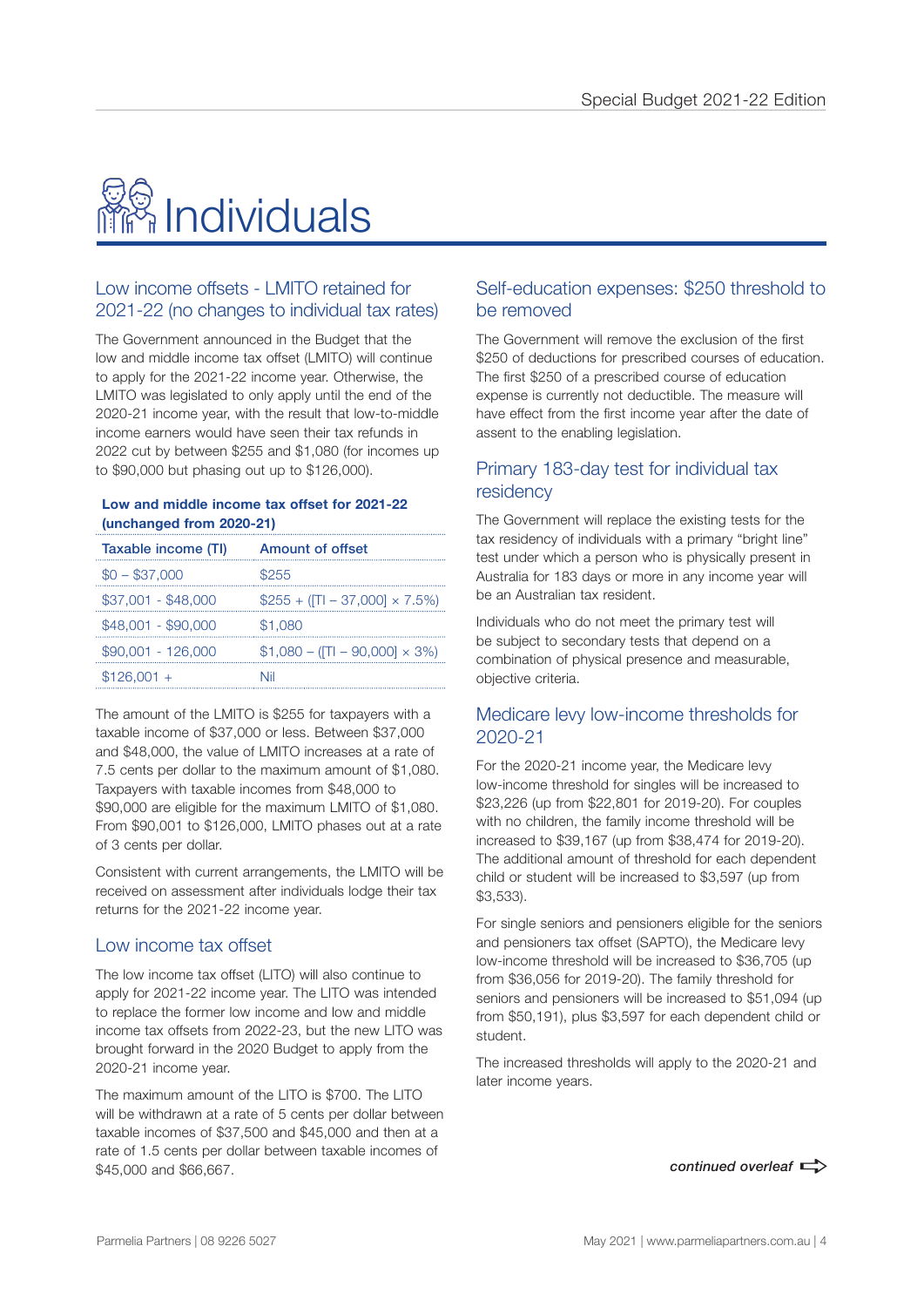# Individuals

## Low income offsets - LMITO retained for 2021-22 (no changes to individual tax rates)

The Government announced in the Budget that the low and middle income tax offset (LMITO) will continue to apply for the 2021-22 income year. Otherwise, the LMITO was legislated to only apply until the end of the 2020-21 income year, with the result that low-to-middle income earners would have seen their tax refunds in 2022 cut by between $255 and $1,080 (for incomes up to $90,000 but phasing out up to $126,000).

**Low and middle income tax offset for 2021-22 (unchanged from 2020-21)**

| Taxable income (TI) | Amount of offset |
|---|---|
| $0 – $37,000 | $255 |
| $37,001 - $48,000 | $255 + ([TI – 37,000] × 7.5%) |
| $48,001 - $90,000 | $1,080 |
| $90,001 - 126,000 | $1,080 – ([TI – 90,000] × 3%) |
| $126,001 + | Nil |

The amount of the LMITO is $255 for taxpayers with a taxable income of $37,000 or less. Between $37,000 and $48,000, the value of LMITO increases at a rate of 7.5 cents per dollar to the maximum amount of $1,080. Taxpayers with taxable incomes from $48,000 to $90,000 are eligible for the maximum LMITO of $1,080. From $90,001 to $126,000, LMITO phases out at a rate of 3 cents per dollar.

Consistent with current arrangements, the LMITO will be received on assessment after individuals lodge their tax returns for the 2021-22 income year.

## Low income tax offset

The low income tax offset (LITO) will also continue to apply for 2021-22 income year. The LITO was intended to replace the former low income and low and middle income tax offsets from 2022-23, but the new LITO was brought forward in the 2020 Budget to apply from the 2020-21 income year.

The maximum amount of the LITO is $700. The LITO will be withdrawn at a rate of 5 cents per dollar between taxable incomes of $37,500 and $45,000 and then at a rate of 1.5 cents per dollar between taxable incomes of $45,000 and $66,667.

## Self-education expenses: $250 threshold to be removed

The Government will remove the exclusion of the first $250 of deductions for prescribed courses of education. The first $250 of a prescribed course of education expense is currently not deductible. The measure will have effect from the first income year after the date of assent to the enabling legislation.

## Primary 183-day test for individual tax residency

The Government will replace the existing tests for the tax residency of individuals with a primary "bright line" test under which a person who is physically present in Australia for 183 days or more in any income year will be an Australian tax resident.

Individuals who do not meet the primary test will be subject to secondary tests that depend on a combination of physical presence and measurable, objective criteria.

## Medicare levy low-income thresholds for 2020-21

For the 2020-21 income year, the Medicare levy low-income threshold for singles will be increased to $23,226 (up from $22,801 for 2019-20). For couples with no children, the family income threshold will be increased to $39,167 (up from $38,474 for 2019-20). The additional amount of threshold for each dependent child or student will be increased to $3,597 (up from $3,533).

For single seniors and pensioners eligible for the seniors and pensioners tax offset (SAPTO), the Medicare levy low-income threshold will be increased to $36,705 (up from $36,056 for 2019-20). The family threshold for seniors and pensioners will be increased to $51,094 (up from $50,191), plus $3,597 for each dependent child or student.

The increased thresholds will apply to the 2020-21 and later income years.

***continued overleaf***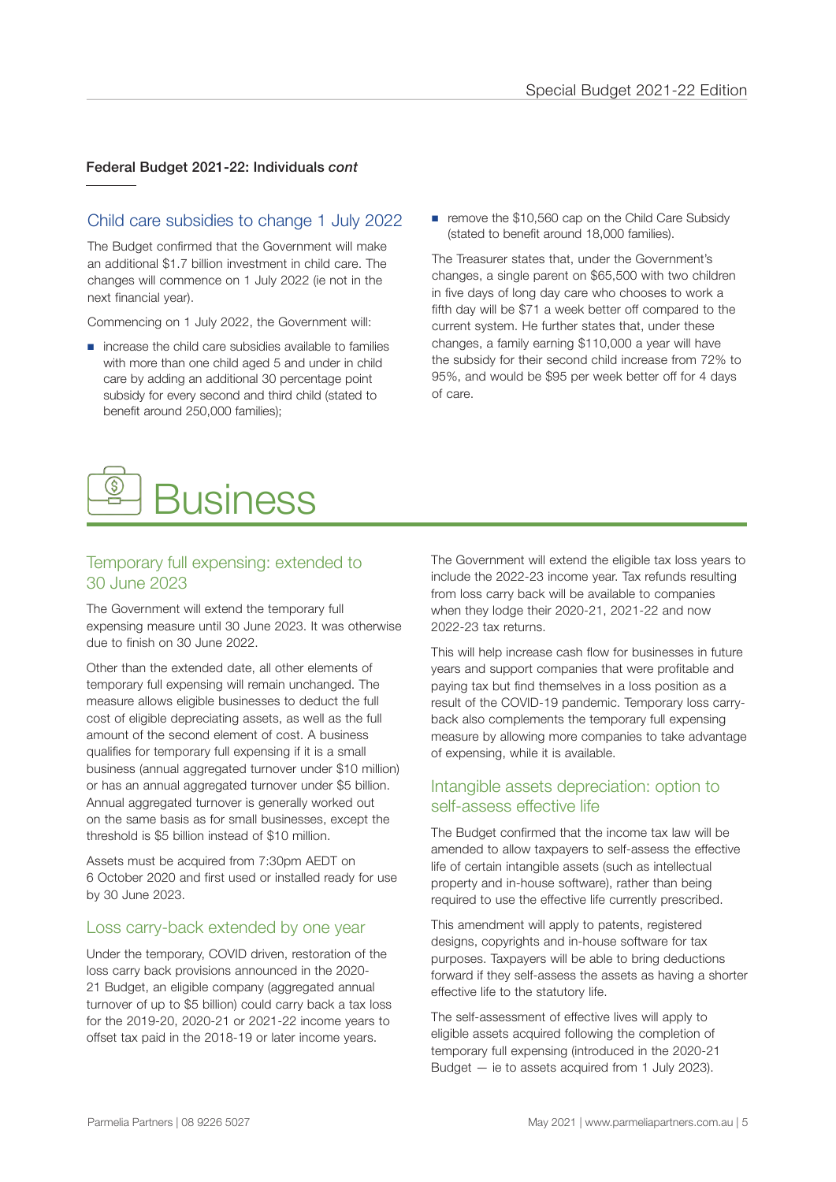**Federal Budget 2021-22: Individuals *cont***

## Child care subsidies to change 1 July 2022

The Budget confirmed that the Government will make an additional $1.7 billion investment in child care. The changes will commence on 1 July 2022 (ie not in the next financial year).

Commencing on 1 July 2022, the Government will:

- increase the child care subsidies available to families with more than one child aged 5 and under in child care by adding an additional 30 percentage point subsidy for every second and third child (stated to benefit around 250,000 families);
- remove the $10,560 cap on the Child Care Subsidy (stated to benefit around 18,000 families).

The Treasurer states that, under the Government's changes, a single parent on $65,500 with two children in five days of long day care who chooses to work a fifth day will be $71 a week better off compared to the current system. He further states that, under these changes, a family earning $110,000 a year will have the subsidy for their second child increase from 72% to 95%, and would be $95 per week better off for 4 days of care.

# Business

## Temporary full expensing: extended to 30 June 2023

The Government will extend the temporary full expensing measure until 30 June 2023. It was otherwise due to finish on 30 June 2022.

Other than the extended date, all other elements of temporary full expensing will remain unchanged. The measure allows eligible businesses to deduct the full cost of eligible depreciating assets, as well as the full amount of the second element of cost. A business qualifies for temporary full expensing if it is a small business (annual aggregated turnover under $10 million) or has an annual aggregated turnover under $5 billion. Annual aggregated turnover is generally worked out on the same basis as for small businesses, except the threshold is $5 billion instead of $10 million.

Assets must be acquired from 7:30pm AEDT on 6 October 2020 and first used or installed ready for use by 30 June 2023.

## Loss carry-back extended by one year

Under the temporary, COVID driven, restoration of the loss carry back provisions announced in the 2020-21 Budget, an eligible company (aggregated annual turnover of up to $5 billion) could carry back a tax loss for the 2019-20, 2020-21 or 2021-22 income years to offset tax paid in the 2018-19 or later income years.

The Government will extend the eligible tax loss years to include the 2022-23 income year. Tax refunds resulting from loss carry back will be available to companies when they lodge their 2020-21, 2021-22 and now 2022-23 tax returns.

This will help increase cash flow for businesses in future years and support companies that were profitable and paying tax but find themselves in a loss position as a result of the COVID-19 pandemic. Temporary loss carry-back also complements the temporary full expensing measure by allowing more companies to take advantage of expensing, while it is available.

## Intangible assets depreciation: option to self-assess effective life

The Budget confirmed that the income tax law will be amended to allow taxpayers to self-assess the effective life of certain intangible assets (such as intellectual property and in-house software), rather than being required to use the effective life currently prescribed.

This amendment will apply to patents, registered designs, copyrights and in-house software for tax purposes. Taxpayers will be able to bring deductions forward if they self-assess the assets as having a shorter effective life to the statutory life.

The self-assessment of effective lives will apply to eligible assets acquired following the completion of temporary full expensing (introduced in the 2020-21 Budget — ie to assets acquired from 1 July 2023).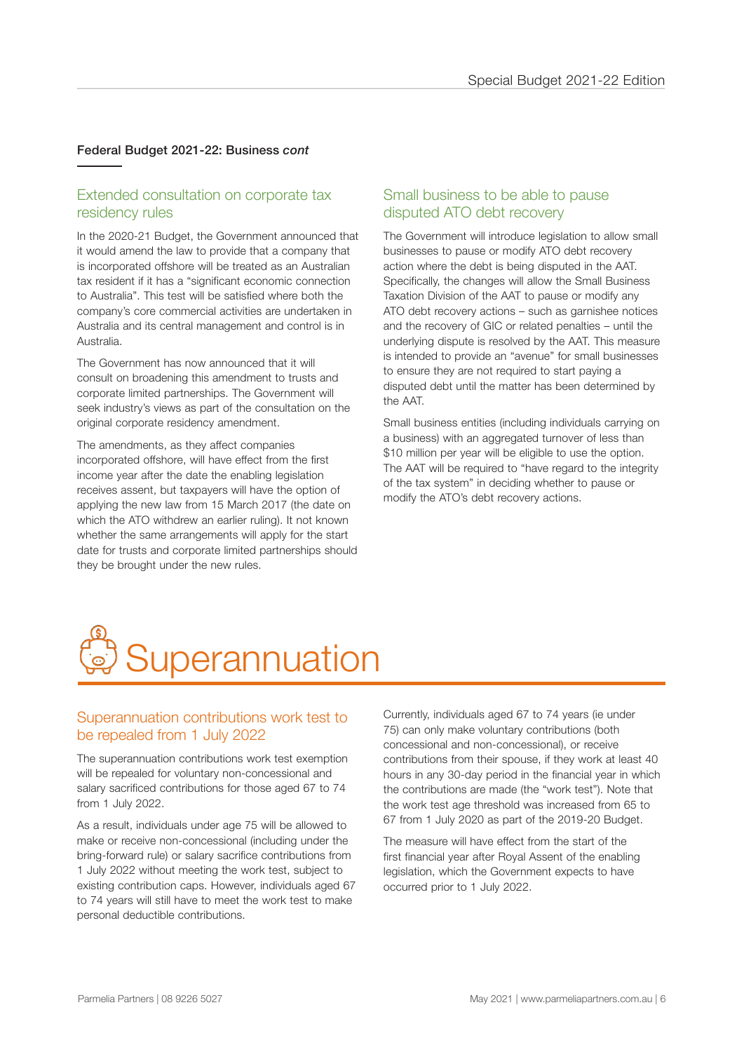**Federal Budget 2021-22: Business *cont***

## Extended consultation on corporate tax residency rules

In the 2020-21 Budget, the Government announced that it would amend the law to provide that a company that is incorporated offshore will be treated as an Australian tax resident if it has a "significant economic connection to Australia". This test will be satisfied where both the company's core commercial activities are undertaken in Australia and its central management and control is in Australia.

The Government has now announced that it will consult on broadening this amendment to trusts and corporate limited partnerships. The Government will seek industry's views as part of the consultation on the original corporate residency amendment.

The amendments, as they affect companies incorporated offshore, will have effect from the first income year after the date the enabling legislation receives assent, but taxpayers will have the option of applying the new law from 15 March 2017 (the date on which the ATO withdrew an earlier ruling). It not known whether the same arrangements will apply for the start date for trusts and corporate limited partnerships should they be brought under the new rules.

## Small business to be able to pause disputed ATO debt recovery

The Government will introduce legislation to allow small businesses to pause or modify ATO debt recovery action where the debt is being disputed in the AAT. Specifically, the changes will allow the Small Business Taxation Division of the AAT to pause or modify any ATO debt recovery actions – such as garnishee notices and the recovery of GIC or related penalties – until the underlying dispute is resolved by the AAT. This measure is intended to provide an "avenue" for small businesses to ensure they are not required to start paying a disputed debt until the matter has been determined by the AAT.

Small business entities (including individuals carrying on a business) with an aggregated turnover of less than $10 million per year will be eligible to use the option. The AAT will be required to "have regard to the integrity of the tax system" in deciding whether to pause or modify the ATO's debt recovery actions.

# Superannuation

## Superannuation contributions work test to be repealed from 1 July 2022

The superannuation contributions work test exemption will be repealed for voluntary non-concessional and salary sacrificed contributions for those aged 67 to 74 from 1 July 2022.

As a result, individuals under age 75 will be allowed to make or receive non-concessional (including under the bring-forward rule) or salary sacrifice contributions from 1 July 2022 without meeting the work test, subject to existing contribution caps. However, individuals aged 67 to 74 years will still have to meet the work test to make personal deductible contributions.

Currently, individuals aged 67 to 74 years (ie under 75) can only make voluntary contributions (both concessional and non-concessional), or receive contributions from their spouse, if they work at least 40 hours in any 30-day period in the financial year in which the contributions are made (the "work test"). Note that the work test age threshold was increased from 65 to 67 from 1 July 2020 as part of the 2019-20 Budget.

The measure will have effect from the start of the first financial year after Royal Assent of the enabling legislation, which the Government expects to have occurred prior to 1 July 2022.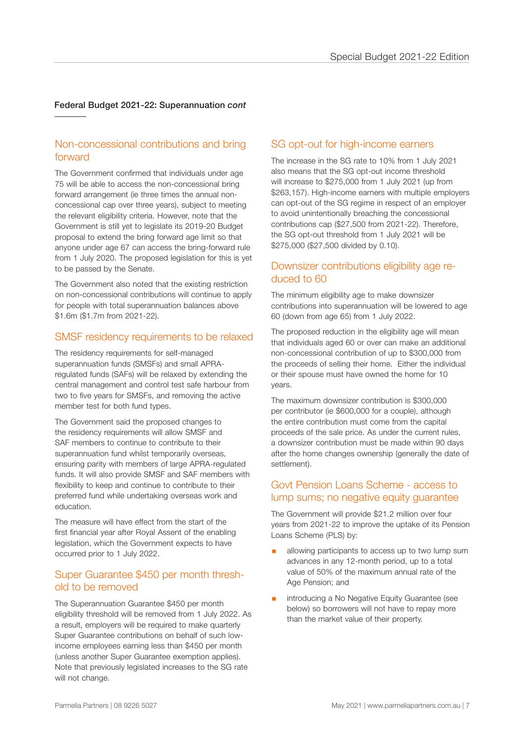Federal Budget 2021-22: Superannuation *cont*

## Non-concessional contributions and bring forward

The Government confirmed that individuals under age 75 will be able to access the non-concessional bring forward arrangement (ie three times the annual non-concessional cap over three years), subject to meeting the relevant eligibility criteria. However, note that the Government is still yet to legislate its 2019-20 Budget proposal to extend the bring forward age limit so that anyone under age 67 can access the bring-forward rule from 1 July 2020. The proposed legislation for this is yet to be passed by the Senate.

The Government also noted that the existing restriction on non-concessional contributions will continue to apply for people with total superannuation balances above $1.6m ($1.7m from 2021-22).

## SMSF residency requirements to be relaxed

The residency requirements for self-managed superannuation funds (SMSFs) and small APRA-regulated funds (SAFs) will be relaxed by extending the central management and control test safe harbour from two to five years for SMSFs, and removing the active member test for both fund types.

The Government said the proposed changes to the residency requirements will allow SMSF and SAF members to continue to contribute to their superannuation fund whilst temporarily overseas, ensuring parity with members of large APRA-regulated funds. It will also provide SMSF and SAF members with flexibility to keep and continue to contribute to their preferred fund while undertaking overseas work and education.

The measure will have effect from the start of the first financial year after Royal Assent of the enabling legislation, which the Government expects to have occurred prior to 1 July 2022.

## Super Guarantee $450 per month threshold to be removed

The Superannuation Guarantee $450 per month eligibility threshold will be removed from 1 July 2022. As a result, employers will be required to make quarterly Super Guarantee contributions on behalf of such low-income employees earning less than $450 per month (unless another Super Guarantee exemption applies). Note that previously legislated increases to the SG rate will not change.

## SG opt-out for high-income earners

The increase in the SG rate to 10% from 1 July 2021 also means that the SG opt-out income threshold will increase to $275,000 from 1 July 2021 (up from $263,157). High-income earners with multiple employers can opt-out of the SG regime in respect of an employer to avoid unintentionally breaching the concessional contributions cap ($27,500 from 2021-22). Therefore, the SG opt-out threshold from 1 July 2021 will be $275,000 ($27,500 divided by 0.10).

## Downsizer contributions eligibility age reduced to 60

The minimum eligibility age to make downsizer contributions into superannuation will be lowered to age 60 (down from age 65) from 1 July 2022.

The proposed reduction in the eligibility age will mean that individuals aged 60 or over can make an additional non-concessional contribution of up to $300,000 from the proceeds of selling their home. Either the individual or their spouse must have owned the home for 10 years.

The maximum downsizer contribution is $300,000 per contributor (ie $600,000 for a couple), although the entire contribution must come from the capital proceeds of the sale price. As under the current rules, a downsizer contribution must be made within 90 days after the home changes ownership (generally the date of settlement).

## Govt Pension Loans Scheme - access to lump sums; no negative equity guarantee

The Government will provide $21.2 million over four years from 2021-22 to improve the uptake of its Pension Loans Scheme (PLS) by:

- allowing participants to access up to two lump sum advances in any 12-month period, up to a total value of 50% of the maximum annual rate of the Age Pension; and
- introducing a No Negative Equity Guarantee (see below) so borrowers will not have to repay more than the market value of their property.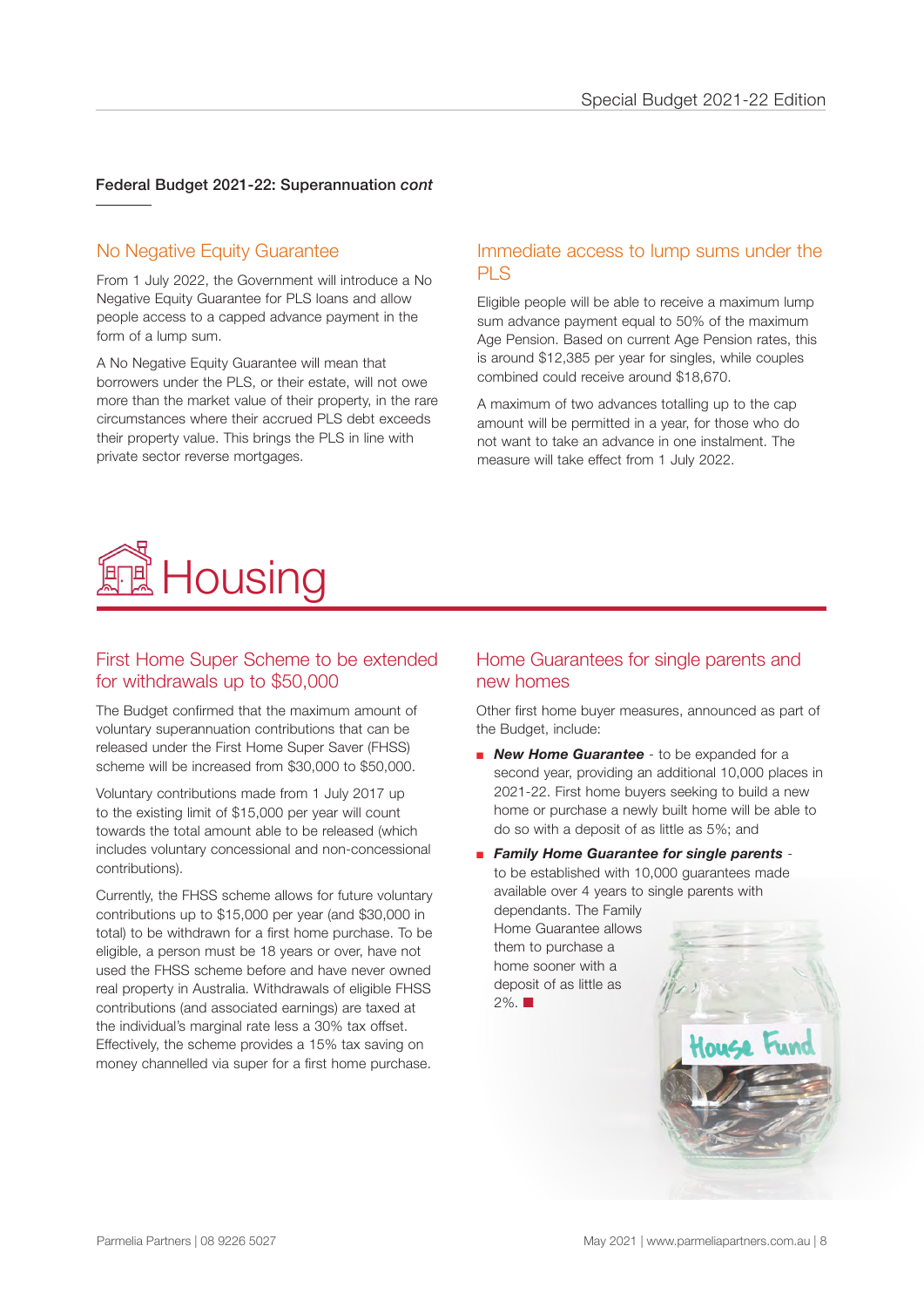## Federal Budget 2021-22: Superannuation *cont*

### No Negative Equity Guarantee

From 1 July 2022, the Government will introduce a No Negative Equity Guarantee for PLS loans and allow people access to a capped advance payment in the form of a lump sum.

A No Negative Equity Guarantee will mean that borrowers under the PLS, or their estate, will not owe more than the market value of their property, in the rare circumstances where their accrued PLS debt exceeds their property value. This brings the PLS in line with private sector reverse mortgages.

### Immediate access to lump sums under the PLS

Eligible people will be able to receive a maximum lump sum advance payment equal to 50% of the maximum Age Pension. Based on current Age Pension rates, this is around $12,385 per year for singles, while couples combined could receive around $18,670.

A maximum of two advances totalling up to the cap amount will be permitted in a year, for those who do not want to take an advance in one instalment. The measure will take effect from 1 July 2022.

# Housing

### First Home Super Scheme to be extended for withdrawals up to $50,000

The Budget confirmed that the maximum amount of voluntary superannuation contributions that can be released under the First Home Super Saver (FHSS) scheme will be increased from $30,000 to $50,000.

Voluntary contributions made from 1 July 2017 up to the existing limit of $15,000 per year will count towards the total amount able to be released (which includes voluntary concessional and non-concessional contributions).

Currently, the FHSS scheme allows for future voluntary contributions up to $15,000 per year (and $30,000 in total) to be withdrawn for a first home purchase. To be eligible, a person must be 18 years or over, have not used the FHSS scheme before and have never owned real property in Australia. Withdrawals of eligible FHSS contributions (and associated earnings) are taxed at the individual's marginal rate less a 30% tax offset. Effectively, the scheme provides a 15% tax saving on money channelled via super for a first home purchase.

### Home Guarantees for single parents and new homes

Other first home buyer measures, announced as part of the Budget, include:

- ***New Home Guarantee*** - to be expanded for a second year, providing an additional 10,000 places in 2021-22. First home buyers seeking to build a new home or purchase a newly built home will be able to do so with a deposit of as little as 5%; and
- ***Family Home Guarantee for single parents*** - to be established with 10,000 guarantees made available over 4 years to single parents with dependants. The Family Home Guarantee allows them to purchase a home sooner with a deposit of as little as 2%.